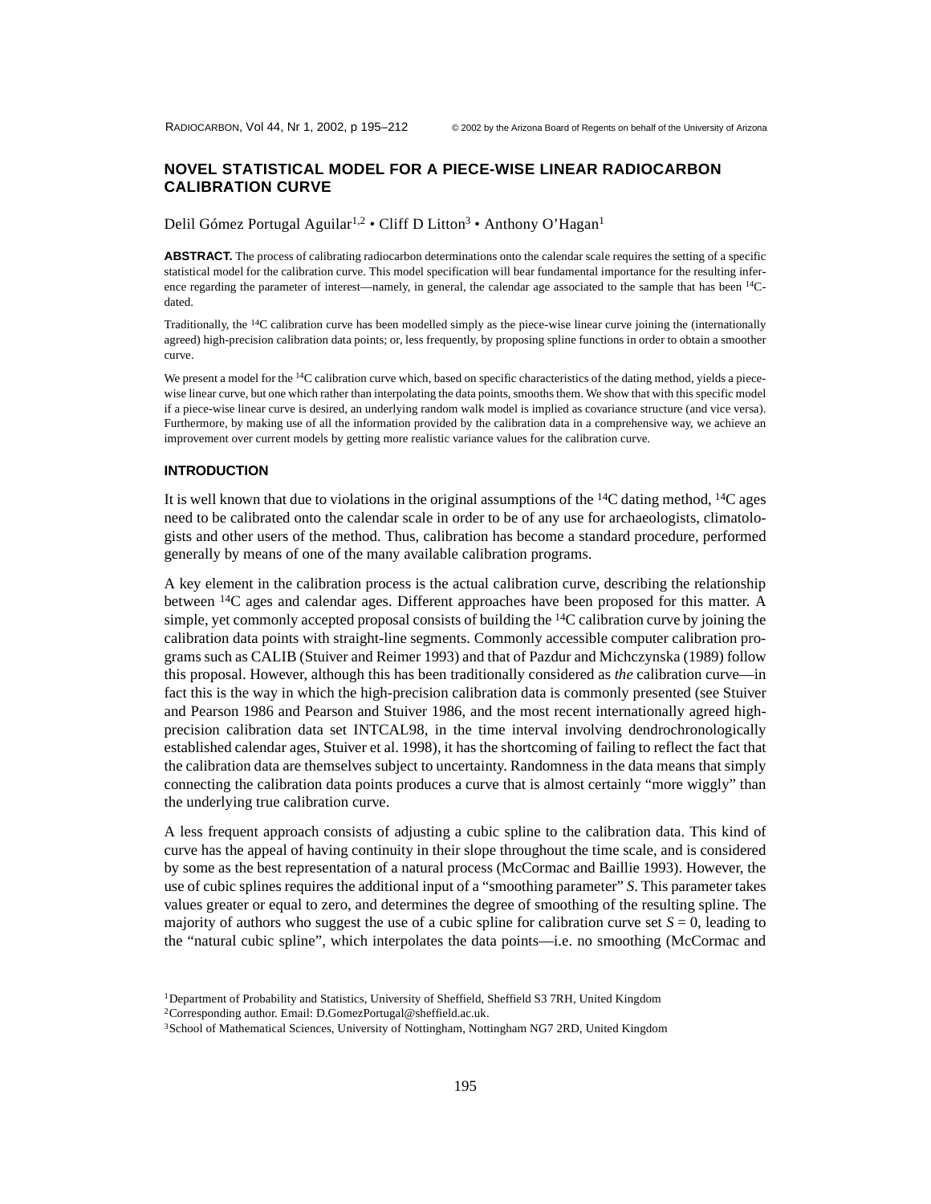# NOVEL STATISTICAL MODEL FOR A PIECE-WISE LINEAR RADIOCARBON CALIBRATION CURVE

Delil Gómez Portugal Aguilar[1,2] • Cliff D Litton[3] • Anthony O'Hagan[1]

**ABSTRACT.** The process of calibrating radiocarbon determinations onto the calendar scale requires the setting of a specific statistical model for the calibration curve. This model specification will bear fundamental importance for the resulting inference regarding the parameter of interest—namely, in general, the calendar age associated to the sample that has been $^{14}$C-dated.

Traditionally, the $^{14}$C calibration curve has been modelled simply as the piece-wise linear curve joining the (internationally agreed) high-precision calibration data points; or, less frequently, by proposing spline functions in order to obtain a smoother curve.

We present a model for the $^{14}$C calibration curve which, based on specific characteristics of the dating method, yields a piece-wise linear curve, but one which rather than interpolating the data points, smooths them. We show that with this specific model if a piece-wise linear curve is desired, an underlying random walk model is implied as covariance structure (and vice versa). Furthermore, by making use of all the information provided by the calibration data in a comprehensive way, we achieve an improvement over current models by getting more realistic variance values for the calibration curve.

## INTRODUCTION

It is well known that due to violations in the original assumptions of the $^{14}$C dating method, $^{14}$C ages need to be calibrated onto the calendar scale in order to be of any use for archaeologists, climatologists and other users of the method. Thus, calibration has become a standard procedure, performed generally by means of one of the many available calibration programs.

A key element in the calibration process is the actual calibration curve, describing the relationship between $^{14}$C ages and calendar ages. Different approaches have been proposed for this matter. A simple, yet commonly accepted proposal consists of building the $^{14}$C calibration curve by joining the calibration data points with straight-line segments. Commonly accessible computer calibration programs such as CALIB (Stuiver and Reimer 1993) and that of Pazdur and Michczynska (1989) follow this proposal. However, although this has been traditionally considered as *the* calibration curve—in fact this is the way in which the high-precision calibration data is commonly presented (see Stuiver and Pearson 1986 and Pearson and Stuiver 1986, and the most recent internationally agreed high-precision calibration data set INTCAL98, in the time interval involving dendrochronologically established calendar ages, Stuiver et al. 1998), it has the shortcoming of failing to reflect the fact that the calibration data are themselves subject to uncertainty. Randomness in the data means that simply connecting the calibration data points produces a curve that is almost certainly "more wiggly" than the underlying true calibration curve.

A less frequent approach consists of adjusting a cubic spline to the calibration data. This kind of curve has the appeal of having continuity in their slope throughout the time scale, and is considered by some as the best representation of a natural process (McCormac and Baillie 1993). However, the use of cubic splines requires the additional input of a "smoothing parameter" *S*. This parameter takes values greater or equal to zero, and determines the degree of smoothing of the resulting spline. The majority of authors who suggest the use of a cubic spline for calibration curve set $S = 0$, leading to the "natural cubic spline", which interpolates the data points—i.e. no smoothing (McCormac and

[1]Department of Probability and Statistics, University of Sheffield, Sheffield S3 7RH, United Kingdom
[2]Corresponding author. Email: D.GomezPortugal@sheffield.ac.uk.
[3]School of Mathematical Sciences, University of Nottingham, Nottingham NG7 2RD, United Kingdom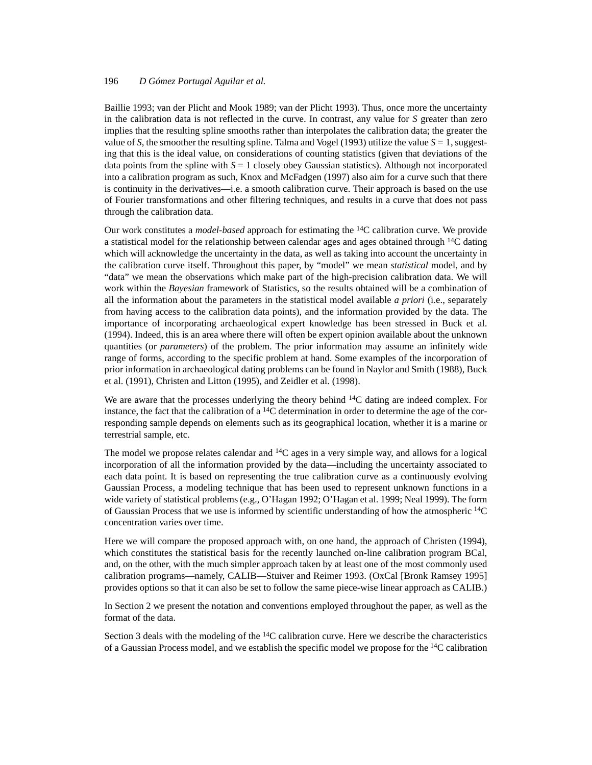Baillie 1993; van der Plicht and Mook 1989; van der Plicht 1993). Thus, once more the uncertainty in the calibration data is not reflected in the curve. In contrast, any value for $S$ greater than zero implies that the resulting spline smooths rather than interpolates the calibration data; the greater the value of $S$, the smoother the resulting spline. Talma and Vogel (1993) utilize the value $S = 1$, suggesting that this is the ideal value, on considerations of counting statistics (given that deviations of the data points from the spline with $S = 1$ closely obey Gaussian statistics). Although not incorporated into a calibration program as such, Knox and McFadgen (1997) also aim for a curve such that there is continuity in the derivatives—i.e. a smooth calibration curve. Their approach is based on the use of Fourier transformations and other filtering techniques, and results in a curve that does not pass through the calibration data.

Our work constitutes a *model-based* approach for estimating the $^{14}$C calibration curve. We provide a statistical model for the relationship between calendar ages and ages obtained through $^{14}$C dating which will acknowledge the uncertainty in the data, as well as taking into account the uncertainty in the calibration curve itself. Throughout this paper, by "model" we mean *statistical* model, and by "data" we mean the observations which make part of the high-precision calibration data. We will work within the *Bayesian* framework of Statistics, so the results obtained will be a combination of all the information about the parameters in the statistical model available *a priori* (i.e., separately from having access to the calibration data points), and the information provided by the data. The importance of incorporating archaeological expert knowledge has been stressed in Buck et al. (1994). Indeed, this is an area where there will often be expert opinion available about the unknown quantities (or *parameters*) of the problem. The prior information may assume an infinitely wide range of forms, according to the specific problem at hand. Some examples of the incorporation of prior information in archaeological dating problems can be found in Naylor and Smith (1988), Buck et al. (1991), Christen and Litton (1995), and Zeidler et al. (1998).

We are aware that the processes underlying the theory behind $^{14}$C dating are indeed complex. For instance, the fact that the calibration of a $^{14}$C determination in order to determine the age of the corresponding sample depends on elements such as its geographical location, whether it is a marine or terrestrial sample, etc.

The model we propose relates calendar and $^{14}$C ages in a very simple way, and allows for a logical incorporation of all the information provided by the data—including the uncertainty associated to each data point. It is based on representing the true calibration curve as a continuously evolving Gaussian Process, a modeling technique that has been used to represent unknown functions in a wide variety of statistical problems (e.g., O'Hagan 1992; O'Hagan et al. 1999; Neal 1999). The form of Gaussian Process that we use is informed by scientific understanding of how the atmospheric $^{14}$C concentration varies over time.

Here we will compare the proposed approach with, on one hand, the approach of Christen (1994), which constitutes the statistical basis for the recently launched on-line calibration program BCal, and, on the other, with the much simpler approach taken by at least one of the most commonly used calibration programs—namely, CALIB—Stuiver and Reimer 1993. (OxCal [Bronk Ramsey 1995] provides options so that it can also be set to follow the same piece-wise linear approach as CALIB.)

In Section 2 we present the notation and conventions employed throughout the paper, as well as the format of the data.

Section 3 deals with the modeling of the $^{14}$C calibration curve. Here we describe the characteristics of a Gaussian Process model, and we establish the specific model we propose for the $^{14}$C calibration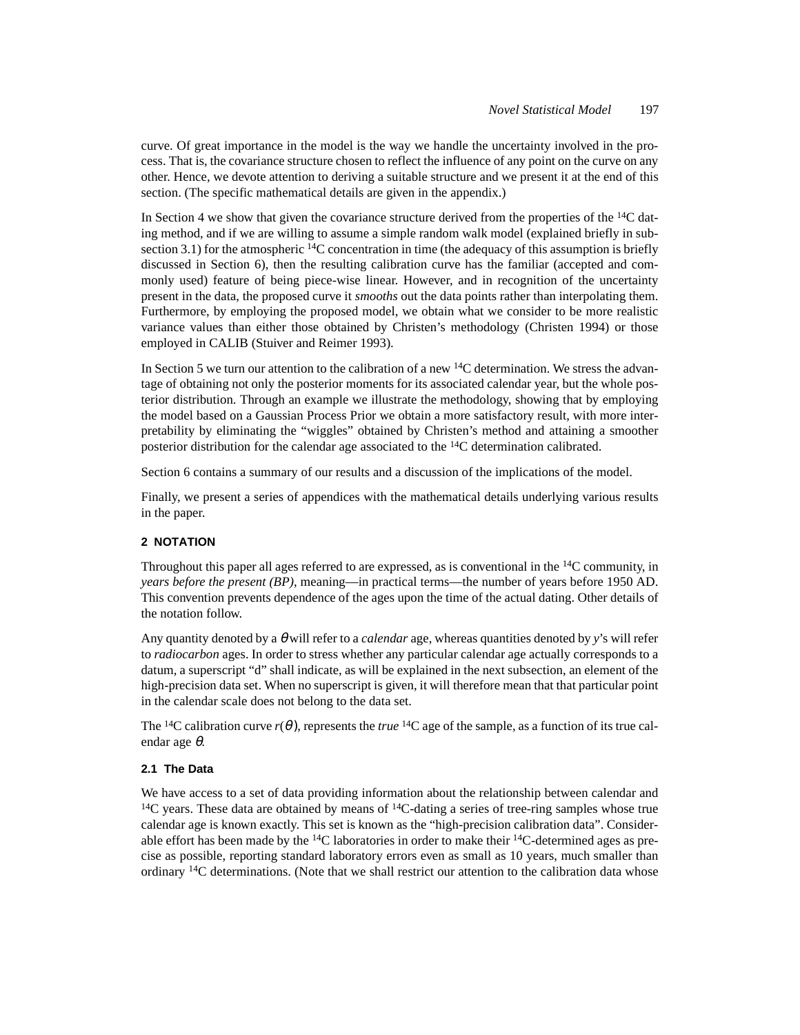curve. Of great importance in the model is the way we handle the uncertainty involved in the process. That is, the covariance structure chosen to reflect the influence of any point on the curve on any other. Hence, we devote attention to deriving a suitable structure and we present it at the end of this section. (The specific mathematical details are given in the appendix.)

In Section 4 we show that given the covariance structure derived from the properties of the $^{14}C$ dating method, and if we are willing to assume a simple random walk model (explained briefly in subsection 3.1) for the atmospheric $^{14}C$ concentration in time (the adequacy of this assumption is briefly discussed in Section 6), then the resulting calibration curve has the familiar (accepted and commonly used) feature of being piece-wise linear. However, and in recognition of the uncertainty present in the data, the proposed curve it *smooths* out the data points rather than interpolating them. Furthermore, by employing the proposed model, we obtain what we consider to be more realistic variance values than either those obtained by Christen's methodology (Christen 1994) or those employed in CALIB (Stuiver and Reimer 1993).

In Section 5 we turn our attention to the calibration of a new $^{14}C$ determination. We stress the advantage of obtaining not only the posterior moments for its associated calendar year, but the whole posterior distribution. Through an example we illustrate the methodology, showing that by employing the model based on a Gaussian Process Prior we obtain a more satisfactory result, with more interpretability by eliminating the "wiggles" obtained by Christen's method and attaining a smoother posterior distribution for the calendar age associated to the $^{14}C$ determination calibrated.

Section 6 contains a summary of our results and a discussion of the implications of the model.

Finally, we present a series of appendices with the mathematical details underlying various results in the paper.

## 2 NOTATION

Throughout this paper all ages referred to are expressed, as is conventional in the $^{14}C$ community, in *years before the present (BP)*, meaning—in practical terms—the number of years before 1950 AD. This convention prevents dependence of the ages upon the time of the actual dating. Other details of the notation follow.

Any quantity denoted by a $\theta$ will refer to a *calendar* age, whereas quantities denoted by $y$'s will refer to *radiocarbon* ages. In order to stress whether any particular calendar age actually corresponds to a datum, a superscript "d" shall indicate, as will be explained in the next subsection, an element of the high-precision data set. When no superscript is given, it will therefore mean that that particular point in the calendar scale does not belong to the data set.

The $^{14}C$ calibration curve $r(\theta)$, represents the *true* $^{14}C$ age of the sample, as a function of its true calendar age $\theta$.

### 2.1 The Data

We have access to a set of data providing information about the relationship between calendar and $^{14}C$ years. These data are obtained by means of $^{14}C$-dating a series of tree-ring samples whose true calendar age is known exactly. This set is known as the "high-precision calibration data". Considerable effort has been made by the $^{14}C$ laboratories in order to make their $^{14}C$-determined ages as precise as possible, reporting standard laboratory errors even as small as 10 years, much smaller than ordinary $^{14}C$ determinations. (Note that we shall restrict our attention to the calibration data whose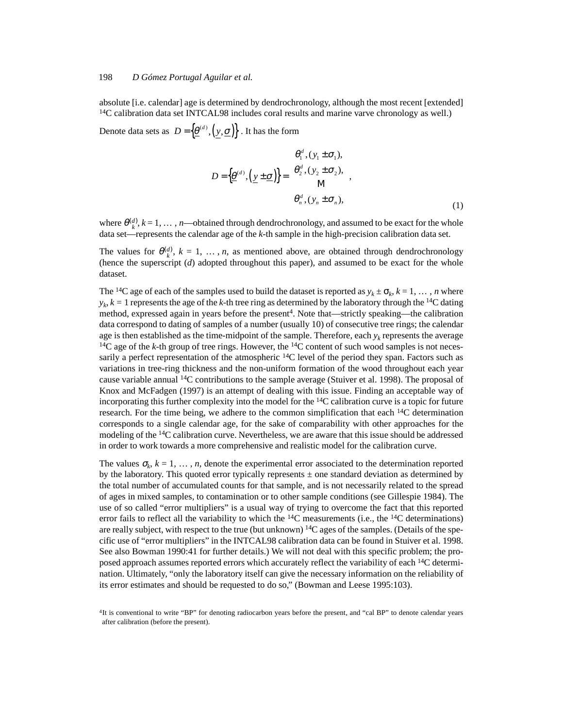absolute [i.e. calendar] age is determined by dendrochronology, although the most recent [extended] $^{14}C$ calibration data set INTCAL98 includes coral results and marine varve chronology as well.)

Denote data sets as $D = \left\{ \underline{\theta}^{(d)}, \left( \underline{y}, \underline{\sigma} \right) \right\}$. It has the form

$$D = \left\{ \underline{\theta}^{(d)}, \left( \underline{y} \pm \underline{\sigma} \right) \right\} = \begin{matrix} \theta_1^d, (y_1 \pm \sigma_1), \\ \theta_2^d, (y_2 \pm \sigma_2), \\ \vdots \\ \theta_n^d, (y_n \pm \sigma_n), \end{matrix} \quad , \tag{1}$$

where $\theta_k^{(d)}$, $k = 1, \ldots, n$—obtained through dendrochronology, and assumed to be exact for the whole data set—represents the calendar age of the $k$-th sample in the high-precision calibration data set.

The values for $\theta_k^{(d)}$, $k = 1, \ldots, n$, as mentioned above, are obtained through dendrochronology (hence the superscript ($d$) adopted throughout this paper), and assumed to be exact for the whole dataset.

The $^{14}C$ age of each of the samples used to build the dataset is reported as $y_k \pm \sigma_k$, $k = 1, \ldots, n$ where $y_k$, $k = 1$ represents the age of the $k$-th tree ring as determined by the laboratory through the $^{14}C$ dating method, expressed again in years before the present[4]. Note that—strictly speaking—the calibration data correspond to dating of samples of a number (usually 10) of consecutive tree rings; the calendar age is then established as the time-midpoint of the sample. Therefore, each $y_k$ represents the average $^{14}C$ age of the $k$-th group of tree rings. However, the $^{14}C$ content of such wood samples is not necessarily a perfect representation of the atmospheric $^{14}C$ level of the period they span. Factors such as variations in tree-ring thickness and the non-uniform formation of the wood throughout each year cause variable annual $^{14}C$ contributions to the sample average (Stuiver et al. 1998). The proposal of Knox and McFadgen (1997) is an attempt of dealing with this issue. Finding an acceptable way of incorporating this further complexity into the model for the $^{14}C$ calibration curve is a topic for future research. For the time being, we adhere to the common simplification that each $^{14}C$ determination corresponds to a single calendar age, for the sake of comparability with other approaches for the modeling of the $^{14}C$ calibration curve. Nevertheless, we are aware that this issue should be addressed in order to work towards a more comprehensive and realistic model for the calibration curve.

The values $\sigma_k$, $k = 1, \ldots, n$, denote the experimental error associated to the determination reported by the laboratory. This quoted error typically represents ± one standard deviation as determined by the total number of accumulated counts for that sample, and is not necessarily related to the spread of ages in mixed samples, to contamination or to other sample conditions (see Gillespie 1984). The use of so called "error multipliers" is a usual way of trying to overcome the fact that this reported error fails to reflect all the variability to which the $^{14}C$ measurements (i.e., the $^{14}C$ determinations) are really subject, with respect to the true (but unknown) $^{14}C$ ages of the samples. (Details of the specific use of "error multipliers" in the INTCAL98 calibration data can be found in Stuiver et al. 1998. See also Bowman 1990:41 for further details.) We will not deal with this specific problem; the proposed approach assumes reported errors which accurately reflect the variability of each $^{14}C$ determination. Ultimately, "only the laboratory itself can give the necessary information on the reliability of its error estimates and should be requested to do so," (Bowman and Leese 1995:103).

[4]It is conventional to write "BP" for denoting radiocarbon years before the present, and "cal BP" to denote calendar years after calibration (before the present).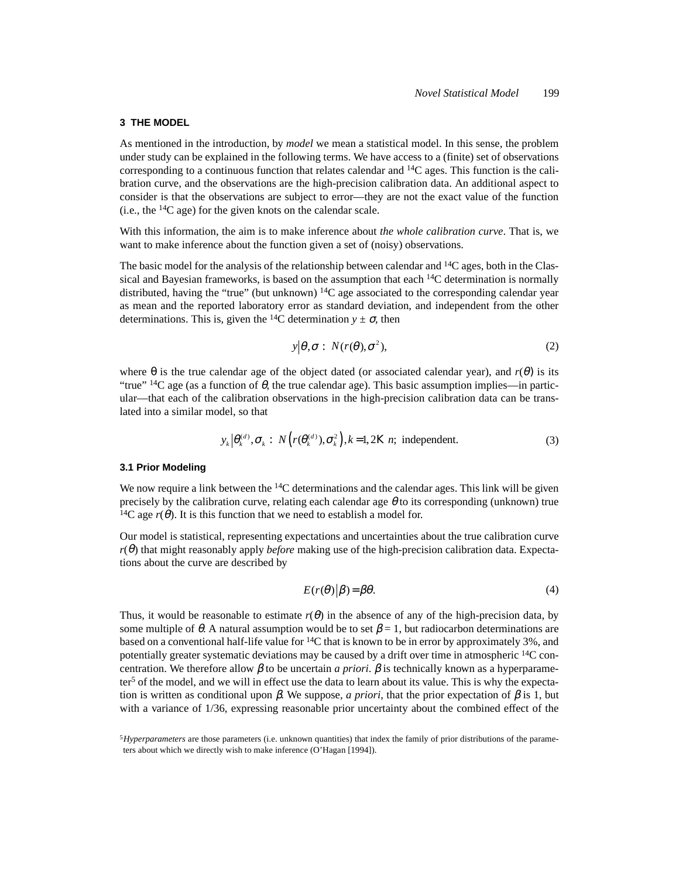## 3 THE MODEL

As mentioned in the introduction, by *model* we mean a statistical model. In this sense, the problem under study can be explained in the following terms. We have access to a (finite) set of observations corresponding to a continuous function that relates calendar and $^{14}$C ages. This function is the calibration curve, and the observations are the high-precision calibration data. An additional aspect to consider is that the observations are subject to error—they are not the exact value of the function (i.e., the $^{14}$C age) for the given knots on the calendar scale.

With this information, the aim is to make inference about *the whole calibration curve*. That is, we want to make inference about the function given a set of (noisy) observations.

The basic model for the analysis of the relationship between calendar and $^{14}$C ages, both in the Classical and Bayesian frameworks, is based on the assumption that each $^{14}$C determination is normally distributed, having the "true" (but unknown) $^{14}$C age associated to the corresponding calendar year as mean and the reported laboratory error as standard deviation, and independent from the other determinations. This is, given the $^{14}$C determination $y \pm \sigma$, then

$$y \mid \theta, \sigma \sim N(r(\theta), \sigma^2), \tag{2}$$

where θ is the true calendar age of the object dated (or associated calendar year), and $r(\theta)$ is its "true" $^{14}$C age (as a function of $\theta$, the true calendar age). This basic assumption implies—in particular—that each of the calibration observations in the high-precision calibration data can be translated into a similar model, so that

$$y_k \mid \theta_k^{(d)}, \sigma_k \sim N\left(r(\theta_k^{(d)}), \sigma_k^2\right), k = 1, 2 \ldots n; \text{ independent.} \tag{3}$$

### 3.1 Prior Modeling

We now require a link between the $^{14}$C determinations and the calendar ages. This link will be given precisely by the calibration curve, relating each calendar age $\theta$ to its corresponding (unknown) true $^{14}$C age $r(\theta)$. It is this function that we need to establish a model for.

Our model is statistical, representing expectations and uncertainties about the true calibration curve $r(\theta)$ that might reasonably apply *before* making use of the high-precision calibration data. Expectations about the curve are described by

$$E(r(\theta) \mid \beta) = \beta\theta. \tag{4}$$

Thus, it would be reasonable to estimate $r(\theta)$ in the absence of any of the high-precision data, by some multiple of $\theta$. A natural assumption would be to set $\beta = 1$, but radiocarbon determinations are based on a conventional half-life value for $^{14}$C that is known to be in error by approximately 3%, and potentially greater systematic deviations may be caused by a drift over time in atmospheric $^{14}$C concentration. We therefore allow $\beta$ to be uncertain *a priori*. $\beta$ is technically known as a hyperparameter[5] of the model, and we will in effect use the data to learn about its value. This is why the expectation is written as conditional upon $\beta$. We suppose, *a priori*, that the prior expectation of $\beta$ is 1, but with a variance of 1/36, expressing reasonable prior uncertainty about the combined effect of the

[5] *Hyperparameters* are those parameters (i.e. unknown quantities) that index the family of prior distributions of the parameters about which we directly wish to make inference (O'Hagan [1994]).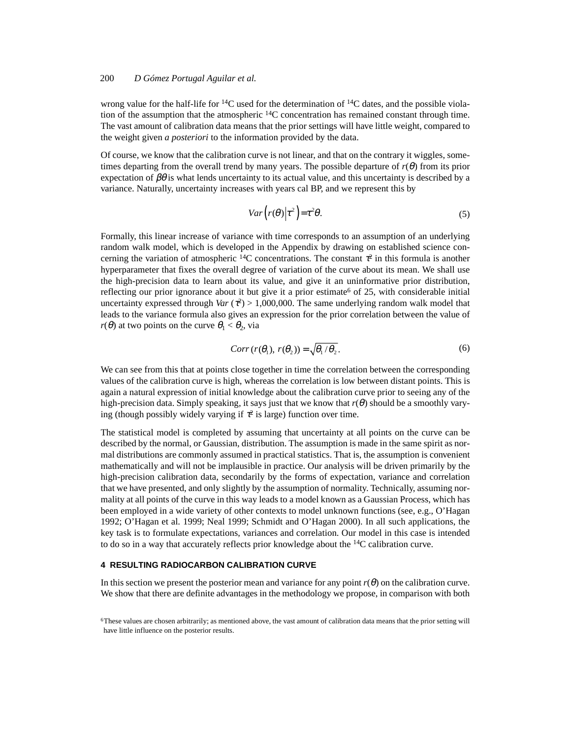wrong value for the half-life for $^{14}C$ used for the determination of $^{14}C$ dates, and the possible violation of the assumption that the atmospheric $^{14}C$ concentration has remained constant through time. The vast amount of calibration data means that the prior settings will have little weight, compared to the weight given *a posteriori* to the information provided by the data.

Of course, we know that the calibration curve is not linear, and that on the contrary it wiggles, sometimes departing from the overall trend by many years. The possible departure of $r(\theta)$ from its prior expectation of $\beta\theta$ is what lends uncertainty to its actual value, and this uncertainty is described by a variance. Naturally, uncertainty increases with years cal BP, and we represent this by

$$Var\left(r(\theta)\middle|\tau^2\right) = \tau^2\theta. \tag{5}$$

Formally, this linear increase of variance with time corresponds to an assumption of an underlying random walk model, which is developed in the Appendix by drawing on established science concerning the variation of atmospheric $^{14}C$ concentrations. The constant $\tau^2$ in this formula is another hyperparameter that fixes the overall degree of variation of the curve about its mean. We shall use the high-precision data to learn about its value, and give it an uninformative prior distribution, reflecting our prior ignorance about it but give it a prior estimate[6] of 25, with considerable initial uncertainty expressed through $Var(\tau^2) > 1,000,000$. The same underlying random walk model that leads to the variance formula also gives an expression for the prior correlation between the value of $r(\theta)$ at two points on the curve $\theta_1 < \theta_2$, via

$$Corr\left(r(\theta_1),\, r(\theta_2)\right) = \sqrt{\theta_1/\theta_2}. \tag{6}$$

We can see from this that at points close together in time the correlation between the corresponding values of the calibration curve is high, whereas the correlation is low between distant points. This is again a natural expression of initial knowledge about the calibration curve prior to seeing any of the high-precision data. Simply speaking, it says just that we know that $r(\theta)$ should be a smoothly varying (though possibly widely varying if $\tau^2$ is large) function over time.

The statistical model is completed by assuming that uncertainty at all points on the curve can be described by the normal, or Gaussian, distribution. The assumption is made in the same spirit as normal distributions are commonly assumed in practical statistics. That is, the assumption is convenient mathematically and will not be implausible in practice. Our analysis will be driven primarily by the high-precision calibration data, secondarily by the forms of expectation, variance and correlation that we have presented, and only slightly by the assumption of normality. Technically, assuming normality at all points of the curve in this way leads to a model known as a Gaussian Process, which has been employed in a wide variety of other contexts to model unknown functions (see, e.g., O'Hagan 1992; O'Hagan et al. 1999; Neal 1999; Schmidt and O'Hagan 2000). In all such applications, the key task is to formulate expectations, variances and correlation. Our model in this case is intended to do so in a way that accurately reflects prior knowledge about the $^{14}C$ calibration curve.

## 4 RESULTING RADIOCARBON CALIBRATION CURVE

In this section we present the posterior mean and variance for any point $r(\theta)$ on the calibration curve. We show that there are definite advantages in the methodology we propose, in comparison with both

[6] These values are chosen arbitrarily; as mentioned above, the vast amount of calibration data means that the prior setting will have little influence on the posterior results.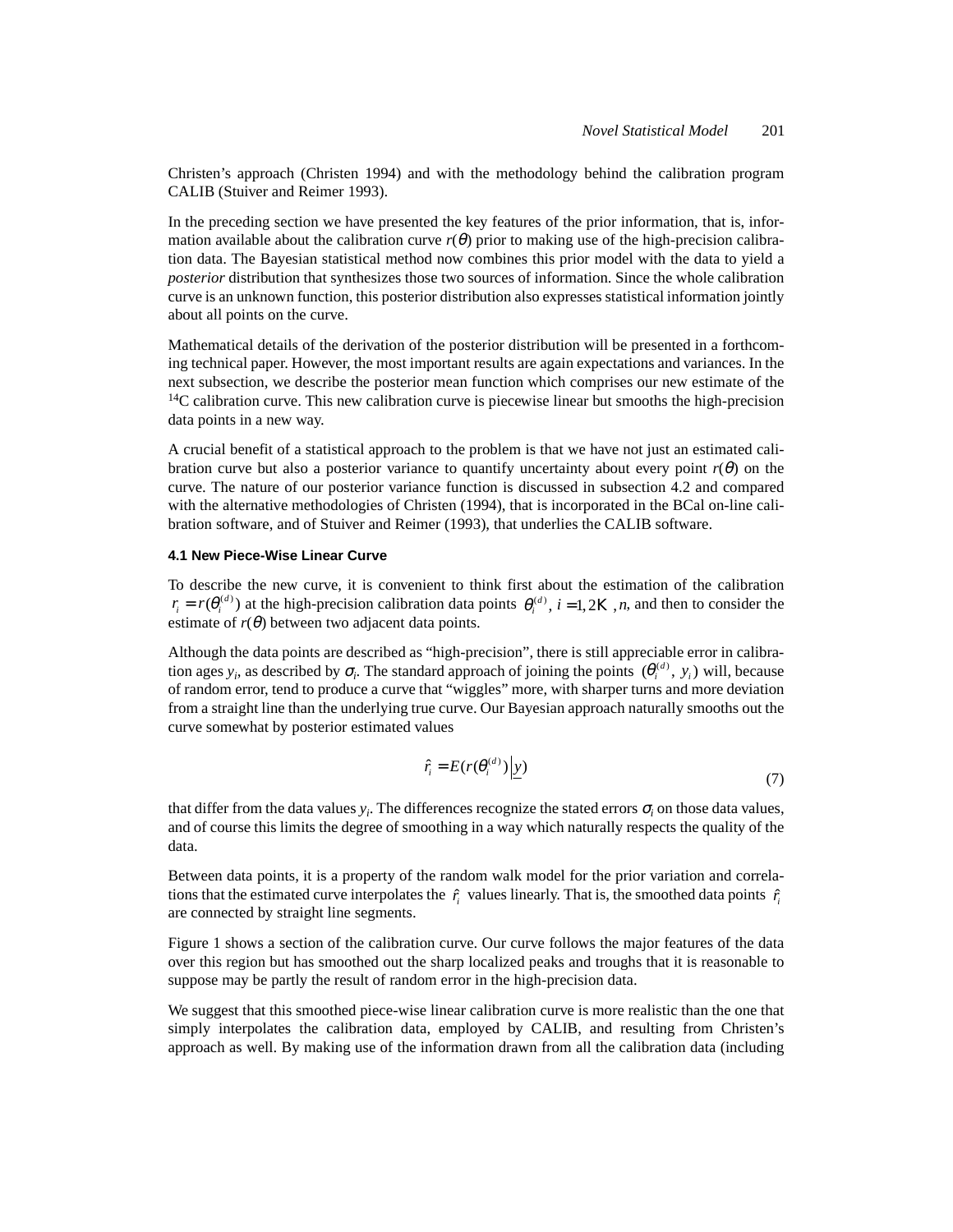Christen's approach (Christen 1994) and with the methodology behind the calibration program CALIB (Stuiver and Reimer 1993).

In the preceding section we have presented the key features of the prior information, that is, information available about the calibration curve $r(\theta)$ prior to making use of the high-precision calibration data. The Bayesian statistical method now combines this prior model with the data to yield a *posterior* distribution that synthesizes those two sources of information. Since the whole calibration curve is an unknown function, this posterior distribution also expresses statistical information jointly about all points on the curve.

Mathematical details of the derivation of the posterior distribution will be presented in a forthcoming technical paper. However, the most important results are again expectations and variances. In the next subsection, we describe the posterior mean function which comprises our new estimate of the $^{14}C$ calibration curve. This new calibration curve is piecewise linear but smooths the high-precision data points in a new way.

A crucial benefit of a statistical approach to the problem is that we have not just an estimated calibration curve but also a posterior variance to quantify uncertainty about every point $r(\theta)$ on the curve. The nature of our posterior variance function is discussed in subsection 4.2 and compared with the alternative methodologies of Christen (1994), that is incorporated in the BCal on-line calibration software, and of Stuiver and Reimer (1993), that underlies the CALIB software.

#### 4.1 New Piece-Wise Linear Curve

To describe the new curve, it is convenient to think first about the estimation of the calibration $r_i = r(\theta_i^{(d)})$ at the high-precision calibration data points $\theta_i^{(d)}$, $i = 1, 2 \ldots, n$, and then to consider the estimate of $r(\theta)$ between two adjacent data points.

Although the data points are described as "high-precision", there is still appreciable error in calibration ages $y_i$, as described by $\sigma_i$. The standard approach of joining the points $(\theta_i^{(d)}, y_i)$ will, because of random error, tend to produce a curve that "wiggles" more, with sharper turns and more deviation from a straight line than the underlying true curve. Our Bayesian approach naturally smooths out the curve somewhat by posterior estimated values

$$\hat{r}_i = E(r(\theta_i^{(d)}) \,|\, \underline{y}) \tag{7}$$

that differ from the data values $y_i$. The differences recognize the stated errors $\sigma_i$ on those data values, and of course this limits the degree of smoothing in a way which naturally respects the quality of the data.

Between data points, it is a property of the random walk model for the prior variation and correlations that the estimated curve interpolates the $\hat{r}_i$ values linearly. That is, the smoothed data points $\hat{r}_i$ are connected by straight line segments.

Figure 1 shows a section of the calibration curve. Our curve follows the major features of the data over this region but has smoothed out the sharp localized peaks and troughs that it is reasonable to suppose may be partly the result of random error in the high-precision data.

We suggest that this smoothed piece-wise linear calibration curve is more realistic than the one that simply interpolates the calibration data, employed by CALIB, and resulting from Christen's approach as well. By making use of the information drawn from all the calibration data (including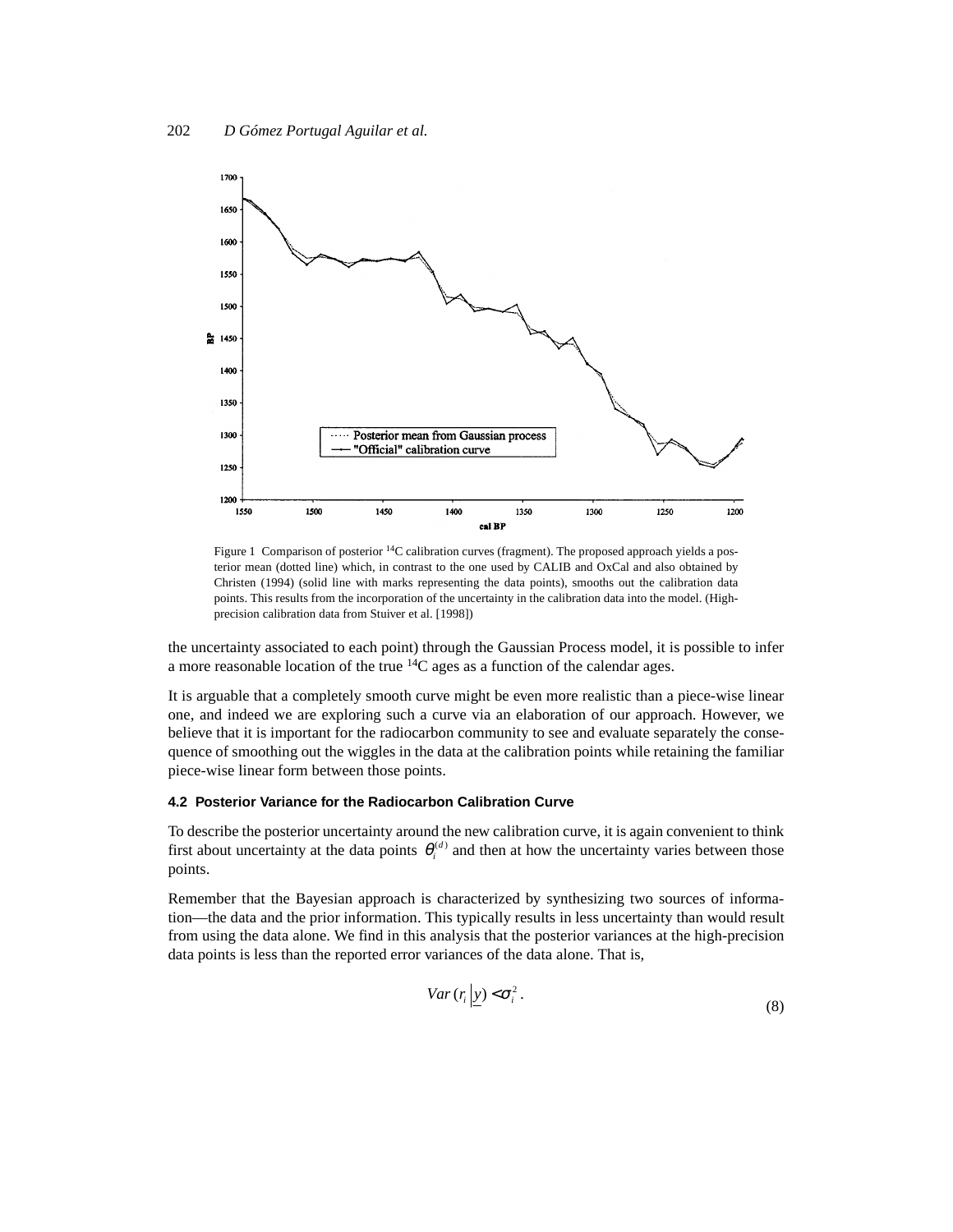Figure 1 Comparison of posterior $^{14}C$ calibration curves (fragment). The proposed approach yields a posterior mean (dotted line) which, in contrast to the one used by CALIB and OxCal and also obtained by Christen (1994) (solid line with marks representing the data points), smooths out the calibration data points. This results from the incorporation of the uncertainty in the calibration data into the model. (High-precision calibration data from Stuiver et al. [1998])

the uncertainty associated to each point) through the Gaussian Process model, it is possible to infer a more reasonable location of the true $^{14}C$ ages as a function of the calendar ages.

It is arguable that a completely smooth curve might be even more realistic than a piece-wise linear one, and indeed we are exploring such a curve via an elaboration of our approach. However, we believe that it is important for the radiocarbon community to see and evaluate separately the consequence of smoothing out the wiggles in the data at the calibration points while retaining the familiar piece-wise linear form between those points.

#### 4.2 Posterior Variance for the Radiocarbon Calibration Curve

To describe the posterior uncertainty around the new calibration curve, it is again convenient to think first about uncertainty at the data points $\theta_i^{(d)}$ and then at how the uncertainty varies between those points.

Remember that the Bayesian approach is characterized by synthesizing two sources of information—the data and the prior information. This typically results in less uncertainty than would result from using the data alone. We find in this analysis that the posterior variances at the high-precision data points is less than the reported error variances of the data alone. That is,

$$Var(r_i | \underline{y}) < \sigma_i^2 . \tag{8}$$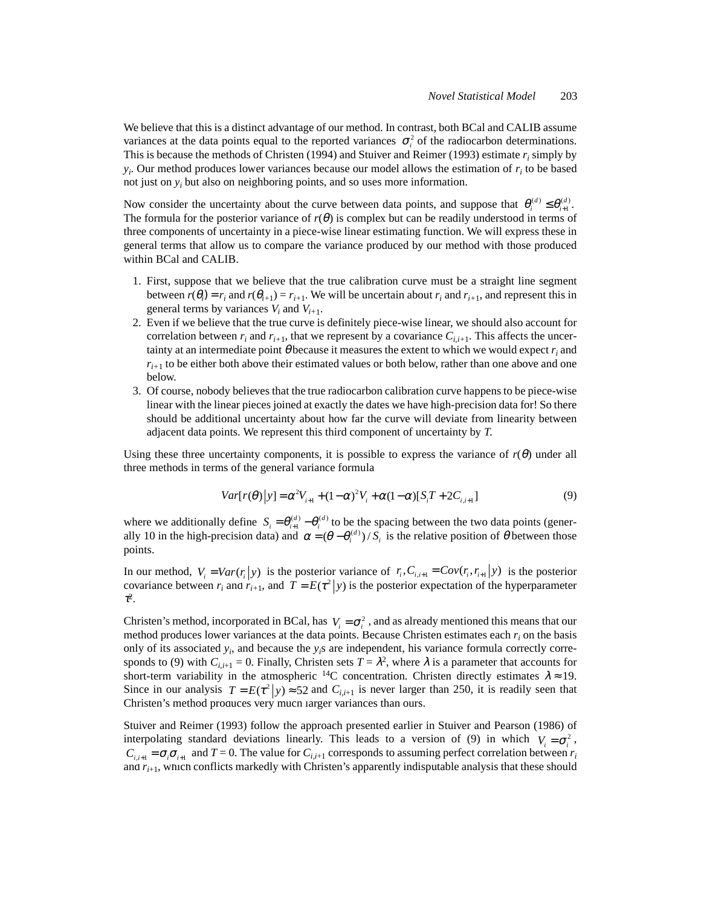We believe that this is a distinct advantage of our method. In contrast, both BCal and CALIB assume variances at the data points equal to the reported variances $\sigma_i^2$ of the radiocarbon determinations. This is because the methods of Christen (1994) and Stuiver and Reimer (1993) estimate $r_i$ simply by $y_i$. Our method produces lower variances because our model allows the estimation of $r_i$ to be based not just on $y_i$ but also on neighboring points, and so uses more information.

Now consider the uncertainty about the curve between data points, and suppose that $\theta_i^{(d)} \leq \theta_{i+1}^{(d)}$. The formula for the posterior variance of $r(\theta)$ is complex but can be readily understood in terms of three components of uncertainty in a piece-wise linear estimating function. We will express these in general terms that allow us to compare the variance produced by our method with those produced within BCal and CALIB.

1. First, suppose that we believe that the true calibration curve must be a straight line segment between $r(\theta_i) = r_i$ and $r(\theta_{i+1}) = r_{i+1}$. We will be uncertain about $r_i$ and $r_{i+1}$, and represent this in general terms by variances $V_i$ and $V_{i+1}$.
2. Even if we believe that the true curve is definitely piece-wise linear, we should also account for correlation between $r_i$ and $r_{i+1}$, that we represent by a covariance $C_{i,i+1}$. This affects the uncertainty at an intermediate point $\theta$ because it measures the extent to which we would expect $r_i$ and $r_{i+1}$ to be either both above their estimated values or both below, rather than one above and one below.
3. Of course, nobody believes that the true radiocarbon calibration curve happens to be piece-wise linear with the linear pieces joined at exactly the dates we have high-precision data for! So there should be additional uncertainty about how far the curve will deviate from linearity between adjacent data points. We represent this third component of uncertainty by $T$.

Using these three uncertainty components, it is possible to express the variance of $r(\theta)$ under all three methods in terms of the general variance formula

$$Var[r(\theta)\,|\,y] = \alpha^2 V_{i+1} + (1-\alpha)^2 V_i + \alpha(1-\alpha)[S_i T + 2C_{i,i+1}] \tag{9}$$

where we additionally define $S_i = \theta_{i+1}^{(d)} - \theta_i^{(d)}$ to be the spacing between the two data points (generally 10 in the high-precision data) and $\alpha = (\theta - \theta_i^{(d)}) / S_i$ is the relative position of $\theta$ between those points.

In our method, $V_i = Var(r_i\,|\,y)$ is the posterior variance of $r_i, C_{i,i+1} = Cov(r_i, r_{i+1}\,|\,y)$ is the posterior covariance between $r_i$ and $r_{i+1}$, and $T = E(\tau^2\,|\,y)$ is the posterior expectation of the hyperparameter $\tau^2$.

Christen's method, incorporated in BCal, has $V_i = \sigma_i^2$, and as already mentioned this means that our method produces lower variances at the data points. Because Christen estimates each $r_i$ on the basis only of its associated $y_i$, and because the $y_i$s are independent, his variance formula correctly corresponds to (9) with $C_{i,i+1} = 0$. Finally, Christen sets $T = \lambda^2$, where $\lambda$ is a parameter that accounts for short-term variability in the atmospheric $^{14}C$ concentration. Christen directly estimates $\lambda \approx 19$. Since in our analysis $T = E(\tau^2\,|\,y) \approx 52$ and $C_{i,i+1}$ is never larger than 250, it is readily seen that Christen's method produces very much larger variances than ours.

Stuiver and Reimer (1993) follow the approach presented earlier in Stuiver and Pearson (1986) of interpolating standard deviations linearly. This leads to a version of (9) in which $V_i = \sigma_i^2$, $C_{i,i+1} = \sigma_i \sigma_{i+1}$ and $T = 0$. The value for $C_{i,i+1}$ corresponds to assuming perfect correlation between $r_i$ and $r_{i+1}$, which conflicts markedly with Christen's apparently indisputable analysis that these should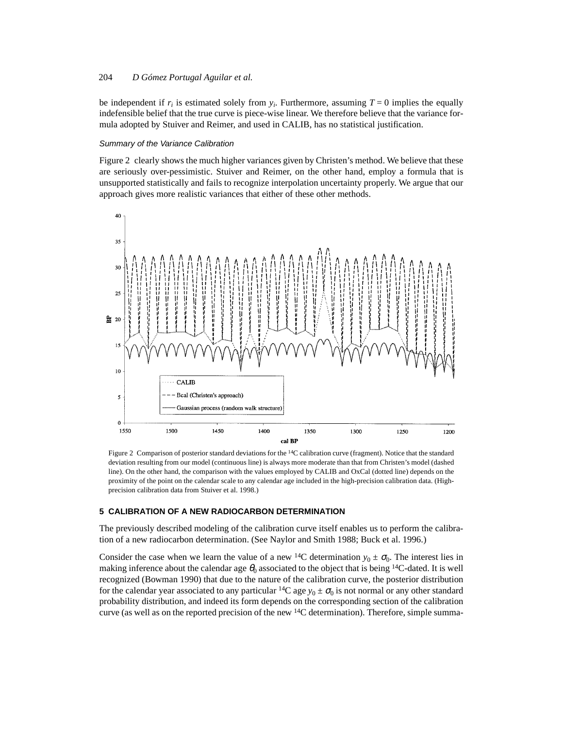be independent if $r_i$ is estimated solely from $y_i$. Furthermore, assuming $T = 0$ implies the equally indefensible belief that the true curve is piece-wise linear. We therefore believe that the variance formula adopted by Stuiver and Reimer, and used in CALIB, has no statistical justification.

*Summary of the Variance Calibration*

Figure 2 clearly shows the much higher variances given by Christen's method. We believe that these are seriously over-pessimistic. Stuiver and Reimer, on the other hand, employ a formula that is unsupported statistically and fails to recognize interpolation uncertainty properly. We argue that our approach gives more realistic variances that either of these other methods.

Figure 2 Comparison of posterior standard deviations for the $^{14}C$ calibration curve (fragment). Notice that the standard deviation resulting from our model (continuous line) is always more moderate than that from Christen's model (dashed line). On the other hand, the comparison with the values employed by CALIB and OxCal (dotted line) depends on the proximity of the point on the calendar scale to any calendar age included in the high-precision calibration data. (High-precision calibration data from Stuiver et al. 1998.)

## 5 CALIBRATION OF A NEW RADIOCARBON DETERMINATION

The previously described modeling of the calibration curve itself enables us to perform the calibration of a new radiocarbon determination. (See Naylor and Smith 1988; Buck et al. 1996.)

Consider the case when we learn the value of a new $^{14}C$ determination $y_0 \pm \sigma_0$. The interest lies in making inference about the calendar age $\theta_0$ associated to the object that is being $^{14}C$-dated. It is well recognized (Bowman 1990) that due to the nature of the calibration curve, the posterior distribution for the calendar year associated to any particular $^{14}C$ age $y_0 \pm \sigma_0$ is not normal or any other standard probability distribution, and indeed its form depends on the corresponding section of the calibration curve (as well as on the reported precision of the new $^{14}C$ determination). Therefore, simple summa-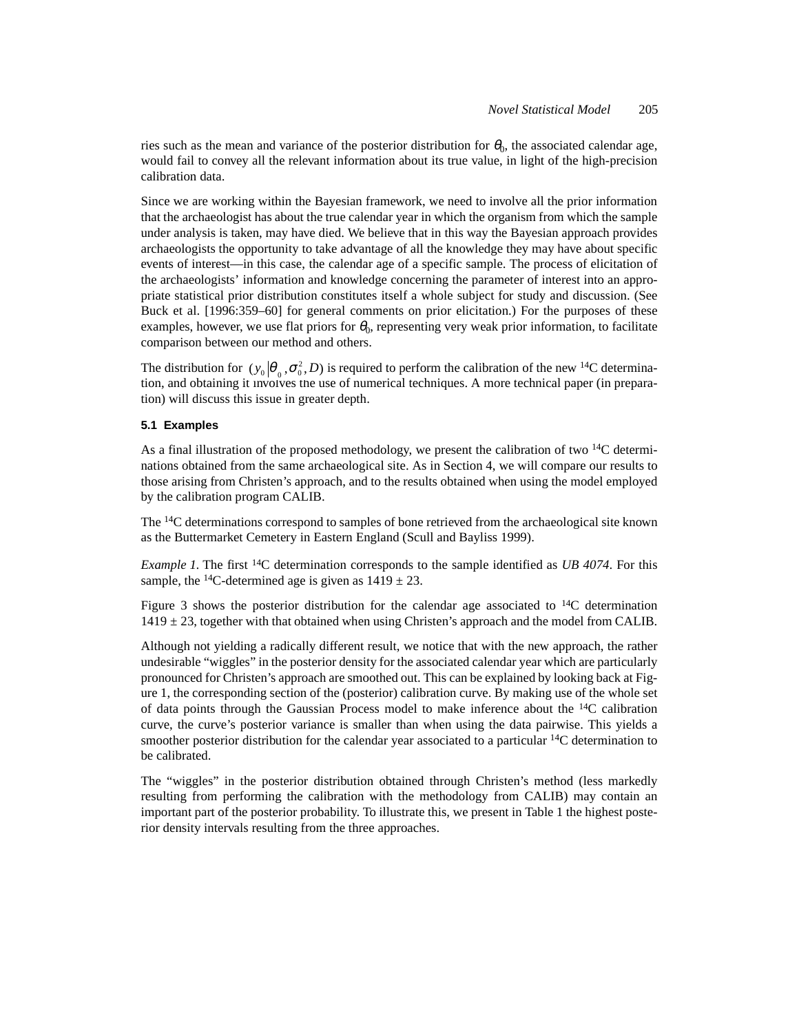ries such as the mean and variance of the posterior distribution for $\theta_0$, the associated calendar age, would fail to convey all the relevant information about its true value, in light of the high-precision calibration data.

Since we are working within the Bayesian framework, we need to involve all the prior information that the archaeologist has about the true calendar year in which the organism from which the sample under analysis is taken, may have died. We believe that in this way the Bayesian approach provides archaeologists the opportunity to take advantage of all the knowledge they may have about specific events of interest—in this case, the calendar age of a specific sample. The process of elicitation of the archaeologists' information and knowledge concerning the parameter of interest into an appropriate statistical prior distribution constitutes itself a whole subject for study and discussion. (See Buck et al. [1996:359–60] for general comments on prior elicitation.) For the purposes of these examples, however, we use flat priors for $\theta_0$, representing very weak prior information, to facilitate comparison between our method and others.

The distribution for $(y_0|\theta_0, \sigma_0^2, D)$ is required to perform the calibration of the new $^{14}$C determination, and obtaining it involves the use of numerical techniques. A more technical paper (in preparation) will discuss this issue in greater depth.

### 5.1 Examples

As a final illustration of the proposed methodology, we present the calibration of two $^{14}$C determinations obtained from the same archaeological site. As in Section 4, we will compare our results to those arising from Christen's approach, and to the results obtained when using the model employed by the calibration program CALIB.

The $^{14}$C determinations correspond to samples of bone retrieved from the archaeological site known as the Buttermarket Cemetery in Eastern England (Scull and Bayliss 1999).

*Example 1*. The first $^{14}$C determination corresponds to the sample identified as *UB 4074*. For this sample, the $^{14}$C-determined age is given as $1419 \pm 23$.

Figure 3 shows the posterior distribution for the calendar age associated to $^{14}$C determination $1419 \pm 23$, together with that obtained when using Christen's approach and the model from CALIB.

Although not yielding a radically different result, we notice that with the new approach, the rather undesirable "wiggles" in the posterior density for the associated calendar year which are particularly pronounced for Christen's approach are smoothed out. This can be explained by looking back at Figure 1, the corresponding section of the (posterior) calibration curve. By making use of the whole set of data points through the Gaussian Process model to make inference about the $^{14}$C calibration curve, the curve's posterior variance is smaller than when using the data pairwise. This yields a smoother posterior distribution for the calendar year associated to a particular $^{14}$C determination to be calibrated.

The "wiggles" in the posterior distribution obtained through Christen's method (less markedly resulting from performing the calibration with the methodology from CALIB) may contain an important part of the posterior probability. To illustrate this, we present in Table 1 the highest posterior density intervals resulting from the three approaches.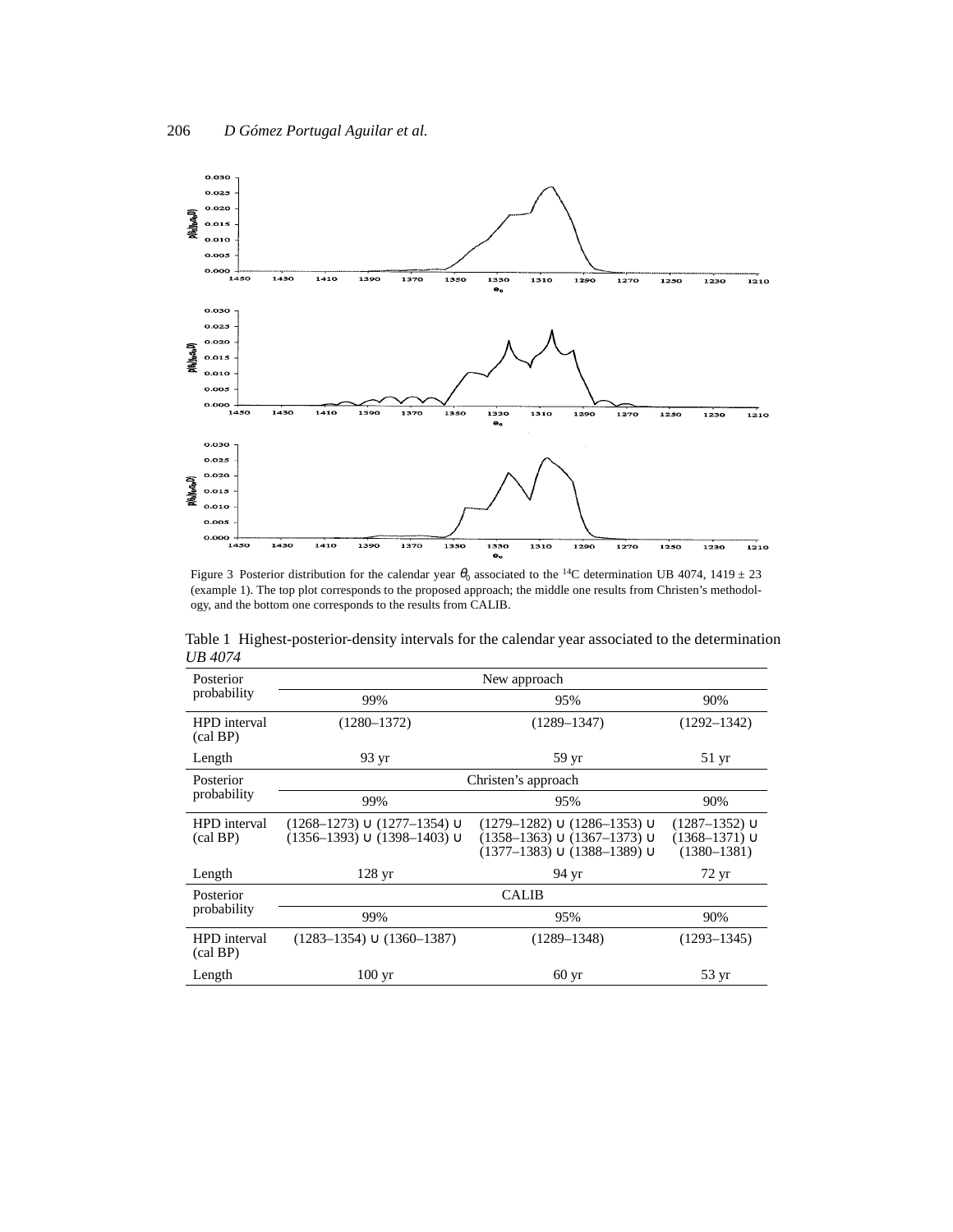Figure 3 Posterior distribution for the calendar year $\theta_0$ associated to the $^{14}C$ determination UB 4074, 1419 ± 23 (example 1). The top plot corresponds to the proposed approach; the middle one results from Christen's methodology, and the bottom one corresponds to the results from CALIB.

Table 1 Highest-posterior-density intervals for the calendar year associated to the determination *UB 4074*

| Posterior probability | New approach | | |
|---|---|---|---|
| | 99% | 95% | 90% |
| HPD interval (cal BP) | (1280–1372) | (1289–1347) | (1292–1342) |
| Length | 93 yr | 59 yr | 51 yr |
| Posterior probability | Christen's approach | | |
| | 99% | 95% | 90% |
| HPD interval (cal BP) | (1268–1273) ∪ (1277–1354) ∪ (1356–1393) ∪ (1398–1403) ∪ | (1279–1282) ∪ (1286–1353) ∪ (1358–1363) ∪ (1367–1373) ∪ (1377–1383) ∪ (1388–1389) ∪ | (1287–1352) ∪ (1368–1371) ∪ (1380–1381) |
| Length | 128 yr | 94 yr | 72 yr |
| Posterior probability | CALIB | | |
| | 99% | 95% | 90% |
| HPD interval (cal BP) | (1283–1354) ∪ (1360–1387) | (1289–1348) | (1293–1345) |
| Length | 100 yr | 60 yr | 53 yr |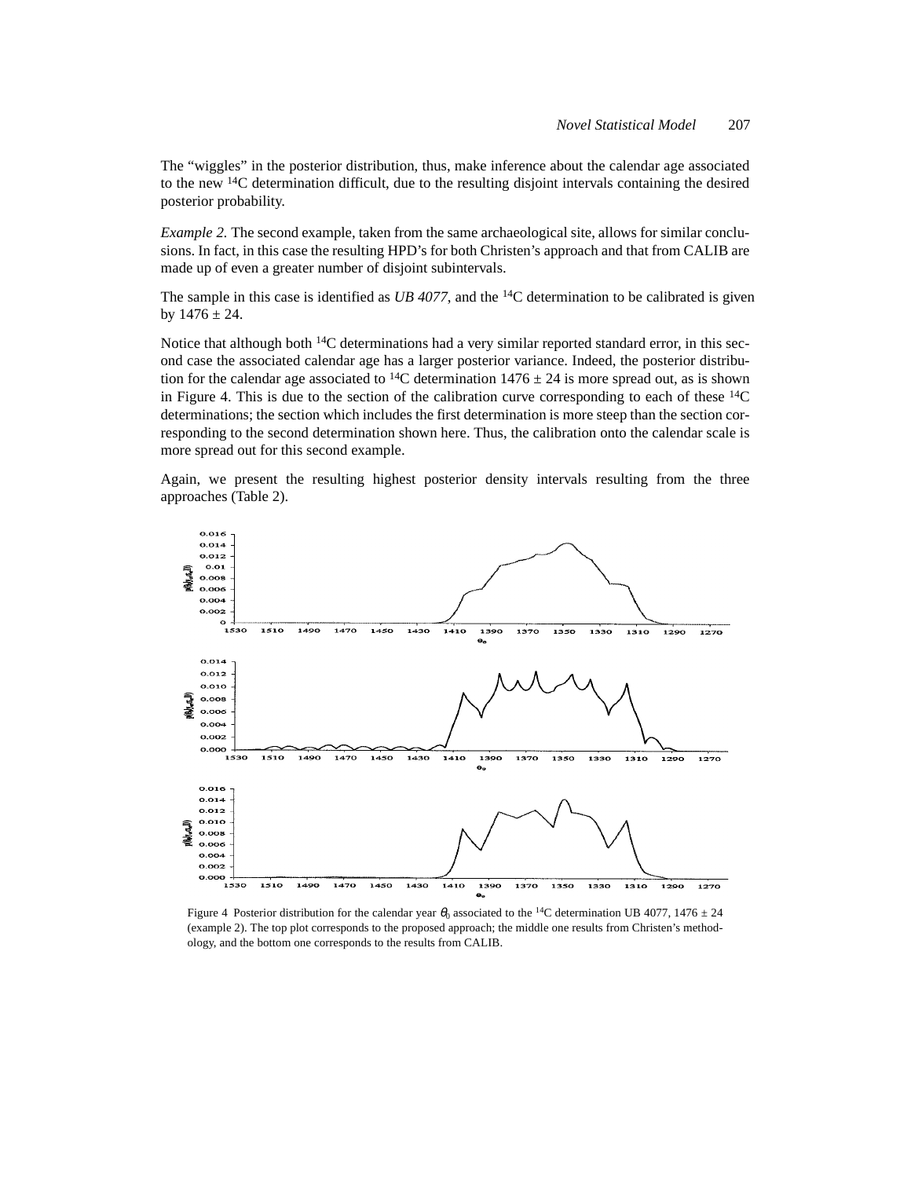The "wiggles" in the posterior distribution, thus, make inference about the calendar age associated to the new $^{14}C$ determination difficult, due to the resulting disjoint intervals containing the desired posterior probability.

*Example 2.* The second example, taken from the same archaeological site, allows for similar conclusions. In fact, in this case the resulting HPD's for both Christen's approach and that from CALIB are made up of even a greater number of disjoint subintervals.

The sample in this case is identified as *UB 4077*, and the $^{14}C$ determination to be calibrated is given by $1476 \pm 24$.

Notice that although both $^{14}C$ determinations had a very similar reported standard error, in this second case the associated calendar age has a larger posterior variance. Indeed, the posterior distribution for the calendar age associated to $^{14}C$ determination $1476 \pm 24$ is more spread out, as is shown in Figure 4. This is due to the section of the calibration curve corresponding to each of these $^{14}C$ determinations; the section which includes the first determination is more steep than the section corresponding to the second determination shown here. Thus, the calibration onto the calendar scale is more spread out for this second example.

Again, we present the resulting highest posterior density intervals resulting from the three approaches (Table 2).

Figure 4 Posterior distribution for the calendar year $\theta_0$ associated to the $^{14}C$ determination UB 4077, $1476 \pm 24$ (example 2). The top plot corresponds to the proposed approach; the middle one results from Christen's methodology, and the bottom one corresponds to the results from CALIB.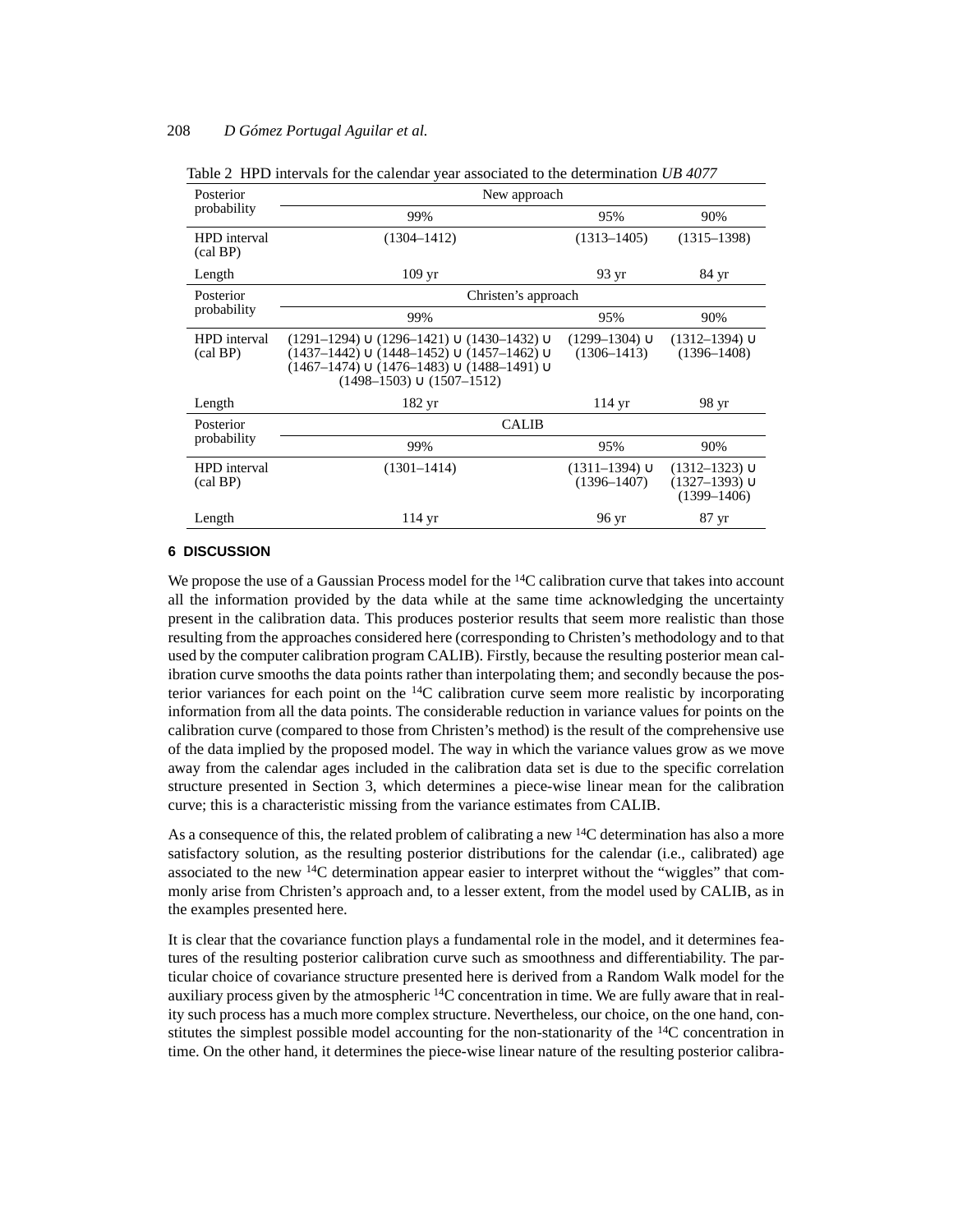Table 2 HPD intervals for the calendar year associated to the determination *UB 4077*

| Posterior probability | New approach | | |
|---|---|---|---|
| | 99% | 95% | 90% |
| HPD interval (cal BP) | (1304–1412) | (1313–1405) | (1315–1398) |
| Length | 109 yr | 93 yr | 84 yr |
| Posterior probability | Christen's approach | | |
| | 99% | 95% | 90% |
| HPD interval (cal BP) | (1291–1294) ∪ (1296–1421) ∪ (1430–1432) ∪ (1437–1442) ∪ (1448–1452) ∪ (1457–1462) ∪ (1467–1474) ∪ (1476–1483) ∪ (1488–1491) ∪ (1498–1503) ∪ (1507–1512) | (1299–1304) ∪ (1306–1413) | (1312–1394) ∪ (1396–1408) |
| Length | 182 yr | 114 yr | 98 yr |
| Posterior probability | CALIB | | |
| | 99% | 95% | 90% |
| HPD interval (cal BP) | (1301–1414) | (1311–1394) ∪ (1396–1407) | (1312–1323) ∪ (1327–1393) ∪ (1399–1406) |
| Length | 114 yr | 96 yr | 87 yr |

## 6 DISCUSSION

We propose the use of a Gaussian Process model for the $^{14}C$ calibration curve that takes into account all the information provided by the data while at the same time acknowledging the uncertainty present in the calibration data. This produces posterior results that seem more realistic than those resulting from the approaches considered here (corresponding to Christen's methodology and to that used by the computer calibration program CALIB). Firstly, because the resulting posterior mean calibration curve smooths the data points rather than interpolating them; and secondly because the posterior variances for each point on the $^{14}C$ calibration curve seem more realistic by incorporating information from all the data points. The considerable reduction in variance values for points on the calibration curve (compared to those from Christen's method) is the result of the comprehensive use of the data implied by the proposed model. The way in which the variance values grow as we move away from the calendar ages included in the calibration data set is due to the specific correlation structure presented in Section 3, which determines a piece-wise linear mean for the calibration curve; this is a characteristic missing from the variance estimates from CALIB.

As a consequence of this, the related problem of calibrating a new $^{14}C$ determination has also a more satisfactory solution, as the resulting posterior distributions for the calendar (i.e., calibrated) age associated to the new $^{14}C$ determination appear easier to interpret without the "wiggles" that commonly arise from Christen's approach and, to a lesser extent, from the model used by CALIB, as in the examples presented here.

It is clear that the covariance function plays a fundamental role in the model, and it determines features of the resulting posterior calibration curve such as smoothness and differentiability. The particular choice of covariance structure presented here is derived from a Random Walk model for the auxiliary process given by the atmospheric $^{14}C$ concentration in time. We are fully aware that in reality such process has a much more complex structure. Nevertheless, our choice, on the one hand, constitutes the simplest possible model accounting for the non-stationarity of the $^{14}C$ concentration in time. On the other hand, it determines the piece-wise linear nature of the resulting posterior calibra-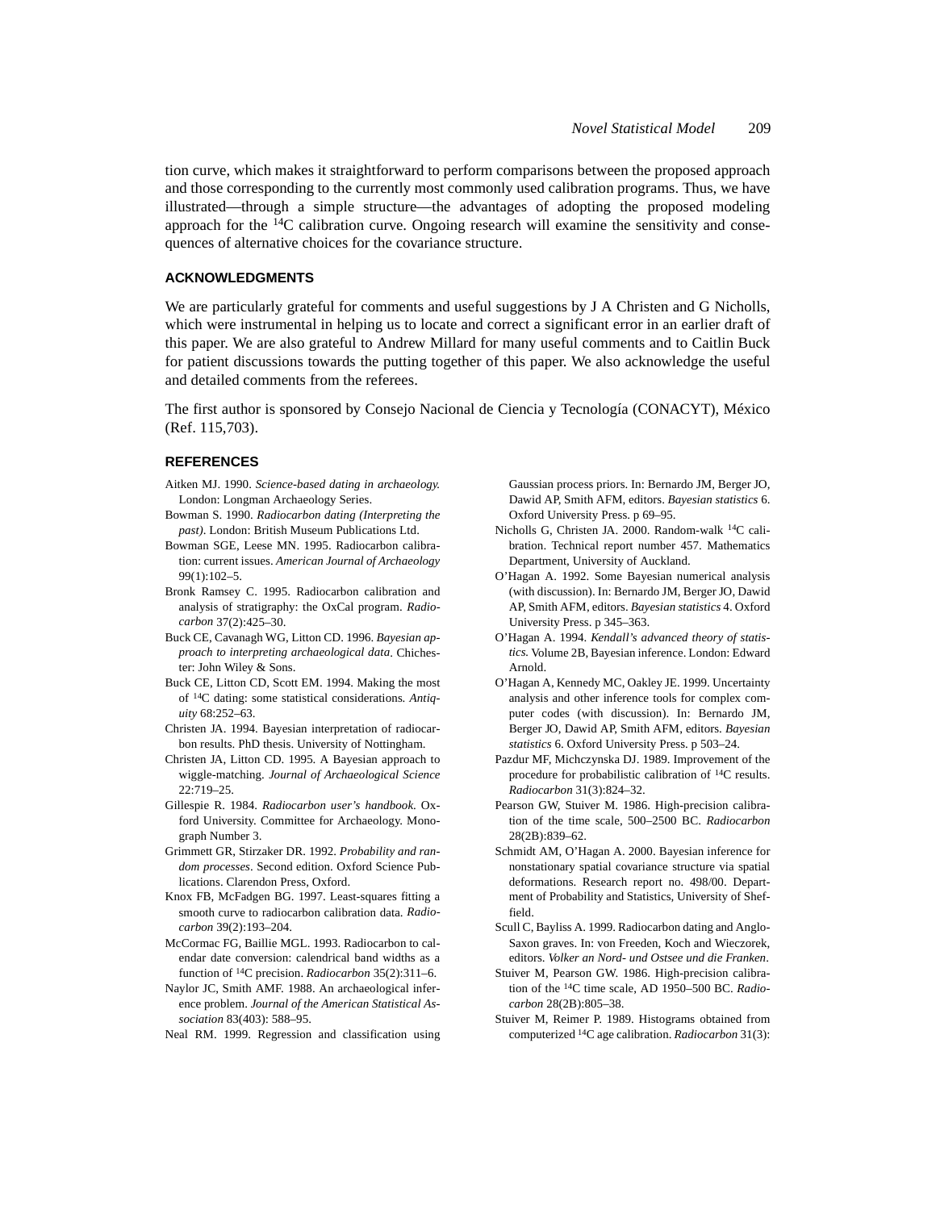tion curve, which makes it straightforward to perform comparisons between the proposed approach and those corresponding to the currently most commonly used calibration programs. Thus, we have illustrated—through a simple structure—the advantages of adopting the proposed modeling approach for the $^{14}$C calibration curve. Ongoing research will examine the sensitivity and consequences of alternative choices for the covariance structure.

## ACKNOWLEDGMENTS

We are particularly grateful for comments and useful suggestions by J A Christen and G Nicholls, which were instrumental in helping us to locate and correct a significant error in an earlier draft of this paper. We are also grateful to Andrew Millard for many useful comments and to Caitlin Buck for patient discussions towards the putting together of this paper. We also acknowledge the useful and detailed comments from the referees.

The first author is sponsored by Consejo Nacional de Ciencia y Tecnología (CONACYT), México (Ref. 115,703).

## REFERENCES

Aitken MJ. 1990. *Science-based dating in archaeology.* London: Longman Archaeology Series.

Bowman S. 1990. *Radiocarbon dating (Interpreting the past)*. London: British Museum Publications Ltd.

Bowman SGE, Leese MN. 1995. Radiocarbon calibration: current issues. *American Journal of Archaeology* 99(1):102–5.

Bronk Ramsey C. 1995. Radiocarbon calibration and analysis of stratigraphy: the OxCal program. *Radiocarbon* 37(2):425–30.

Buck CE, Cavanagh WG, Litton CD. 1996. *Bayesian approach to interpreting archaeological data*. Chichester: John Wiley & Sons.

Buck CE, Litton CD, Scott EM. 1994. Making the most of $^{14}$C dating: some statistical considerations. *Antiquity* 68:252–63.

Christen JA. 1994. Bayesian interpretation of radiocarbon results. PhD thesis. University of Nottingham.

Christen JA, Litton CD. 1995. A Bayesian approach to wiggle-matching. *Journal of Archaeological Science* 22:719–25.

Gillespie R. 1984. *Radiocarbon user's handbook*. Oxford University. Committee for Archaeology. Monograph Number 3.

Grimmett GR, Stirzaker DR. 1992. *Probability and random processes*. Second edition. Oxford Science Publications. Clarendon Press, Oxford.

Knox FB, McFadgen BG. 1997. Least-squares fitting a smooth curve to radiocarbon calibration data. *Radiocarbon* 39(2):193–204.

McCormac FG, Baillie MGL. 1993. Radiocarbon to calendar date conversion: calendrical band widths as a function of $^{14}$C precision. *Radiocarbon* 35(2):311–6.

Naylor JC, Smith AMF. 1988. An archaeological inference problem. *Journal of the American Statistical Association* 83(403): 588–95.

Neal RM. 1999. Regression and classification using Gaussian process priors. In: Bernardo JM, Berger JO, Dawid AP, Smith AFM, editors. *Bayesian statistics* 6. Oxford University Press. p 69–95.

Nicholls G, Christen JA. 2000. Random-walk $^{14}$C calibration. Technical report number 457. Mathematics Department, University of Auckland.

O'Hagan A. 1992. Some Bayesian numerical analysis (with discussion). In: Bernardo JM, Berger JO, Dawid AP, Smith AFM, editors. *Bayesian statistics* 4. Oxford University Press. p 345–363.

O'Hagan A. 1994. *Kendall's advanced theory of statistics.* Volume 2B, Bayesian inference. London: Edward Arnold.

O'Hagan A, Kennedy MC, Oakley JE. 1999. Uncertainty analysis and other inference tools for complex computer codes (with discussion). In: Bernardo JM, Berger JO, Dawid AP, Smith AFM, editors. *Bayesian statistics* 6. Oxford University Press. p 503–24.

Pazdur MF, Michczynska DJ. 1989. Improvement of the procedure for probabilistic calibration of $^{14}$C results. *Radiocarbon* 31(3):824–32.

Pearson GW, Stuiver M. 1986. High-precision calibration of the time scale, 500–2500 BC. *Radiocarbon* 28(2B):839–62.

Schmidt AM, O'Hagan A. 2000. Bayesian inference for nonstationary spatial covariance structure via spatial deformations. Research report no. 498/00. Department of Probability and Statistics, University of Sheffield.

Scull C, Bayliss A. 1999. Radiocarbon dating and Anglo-Saxon graves. In: von Freeden, Koch and Wieczorek, editors. *Volker an Nord- und Ostsee und die Franken*.

Stuiver M, Pearson GW. 1986. High-precision calibration of the $^{14}$C time scale, AD 1950–500 BC. *Radiocarbon* 28(2B):805–38.

Stuiver M, Reimer P. 1989. Histograms obtained from computerized $^{14}$C age calibration. *Radiocarbon* 31(3):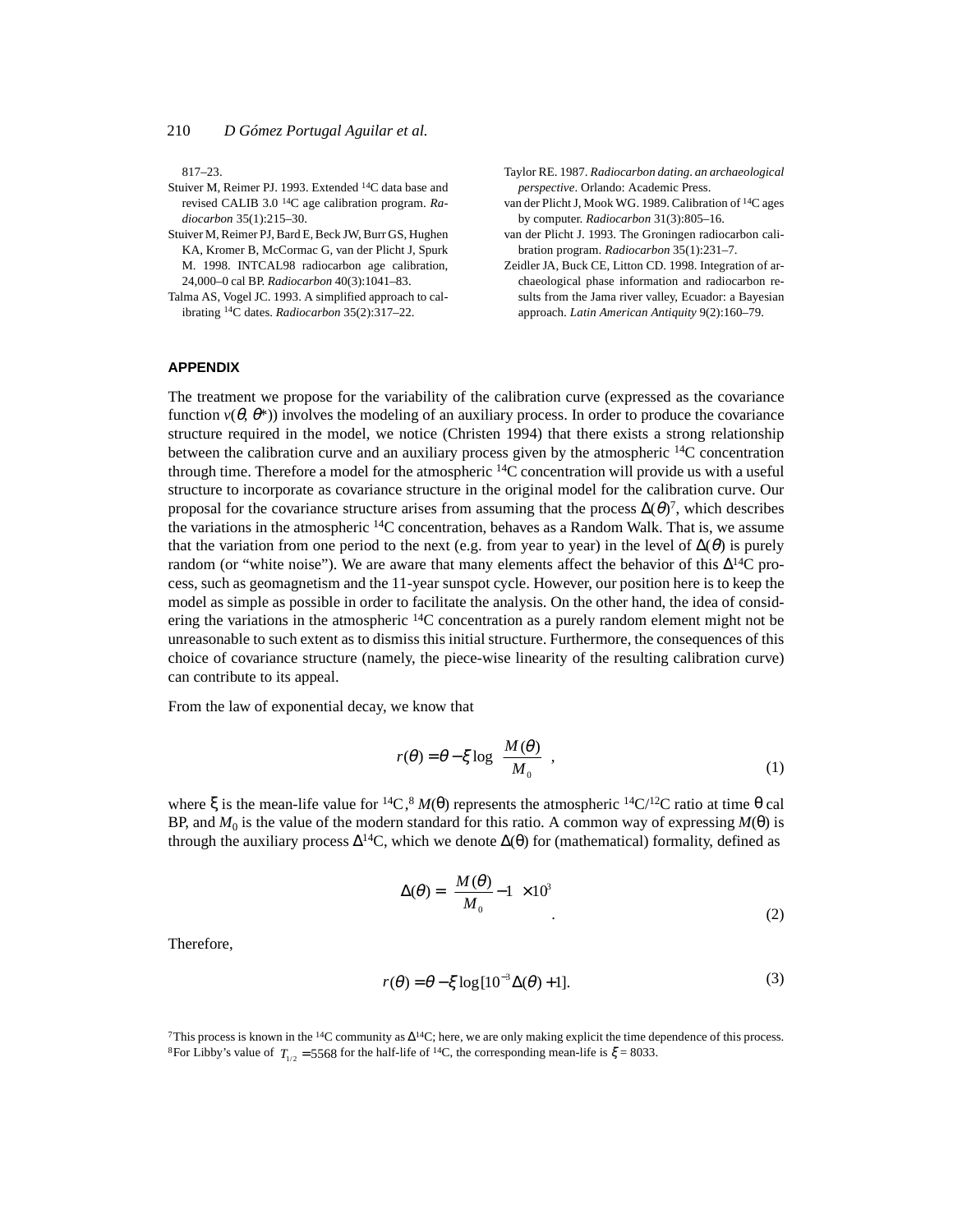817–23.

Stuiver M, Reimer PJ. 1993. Extended $^{14}C$ data base and revised CALIB 3.0 $^{14}C$ age calibration program. *Radiocarbon* 35(1):215–30.

Stuiver M, Reimer PJ, Bard E, Beck JW, Burr GS, Hughen KA, Kromer B, McCormac G, van der Plicht J, Spurk M. 1998. INTCAL98 radiocarbon age calibration, 24,000–0 cal BP. *Radiocarbon* 40(3):1041–83.

Talma AS, Vogel JC. 1993. A simplified approach to calibrating $^{14}C$ dates. *Radiocarbon* 35(2):317–22.

Taylor RE. 1987. *Radiocarbon dating. an archaeological perspective*. Orlando: Academic Press.

van der Plicht J, Mook WG. 1989. Calibration of $^{14}C$ ages by computer. *Radiocarbon* 31(3):805–16.

van der Plicht J. 1993. The Groningen radiocarbon calibration program. *Radiocarbon* 35(1):231–7.

Zeidler JA, Buck CE, Litton CD. 1998. Integration of archaeological phase information and radiocarbon results from the Jama river valley, Ecuador: a Bayesian approach. *Latin American Antiquity* 9(2):160–79.

## APPENDIX

The treatment we propose for the variability of the calibration curve (expressed as the covariance function $v(\theta, \theta^*)$) involves the modeling of an auxiliary process. In order to produce the covariance structure required in the model, we notice (Christen 1994) that there exists a strong relationship between the calibration curve and an auxiliary process given by the atmospheric $^{14}C$ concentration through time. Therefore a model for the atmospheric $^{14}C$ concentration will provide us with a useful structure to incorporate as covariance structure in the original model for the calibration curve. Our proposal for the covariance structure arises from assuming that the process $\Delta(\theta)$[7], which describes the variations in the atmospheric $^{14}C$ concentration, behaves as a Random Walk. That is, we assume that the variation from one period to the next (e.g. from year to year) in the level of $\Delta(\theta)$ is purely random (or "white noise"). We are aware that many elements affect the behavior of this $\Delta^{14}C$ process, such as geomagnetism and the 11-year sunspot cycle. However, our position here is to keep the model as simple as possible in order to facilitate the analysis. On the other hand, the idea of considering the variations in the atmospheric $^{14}C$ concentration as a purely random element might not be unreasonable to such extent as to dismiss this initial structure. Furthermore, the consequences of this choice of covariance structure (namely, the piece-wise linearity of the resulting calibration curve) can contribute to its appeal.

From the law of exponential decay, we know that

$$r(\theta) = \theta - \xi \log\left(\frac{M(\theta)}{M_0}\right), \tag{1}$$

where $\xi$ is the mean-life value for $^{14}C$,[8] $M(\theta)$ represents the atmospheric $^{14}C/^{12}C$ ratio at time $\theta$ cal BP, and $M_0$ is the value of the modern standard for this ratio. A common way of expressing $M(\theta)$ is through the auxiliary process $\Delta^{14}C$, which we denote $\Delta(\theta)$ for (mathematical) formality, defined as

$$\Delta(\theta) = \left(\frac{M(\theta)}{M_0} - 1\right) \times 10^3. \tag{2}$$

Therefore,

$$r(\theta) = \theta - \xi \log[10^{-3}\Delta(\theta) + 1]. \tag{3}$$

[7] This process is known in the $^{14}C$ community as $\Delta^{14}C$; here, we are only making explicit the time dependence of this process.

[8] For Libby's value of $T_{1/2} = 5568$ for the half-life of $^{14}C$, the corresponding mean-life is $\xi = 8033$.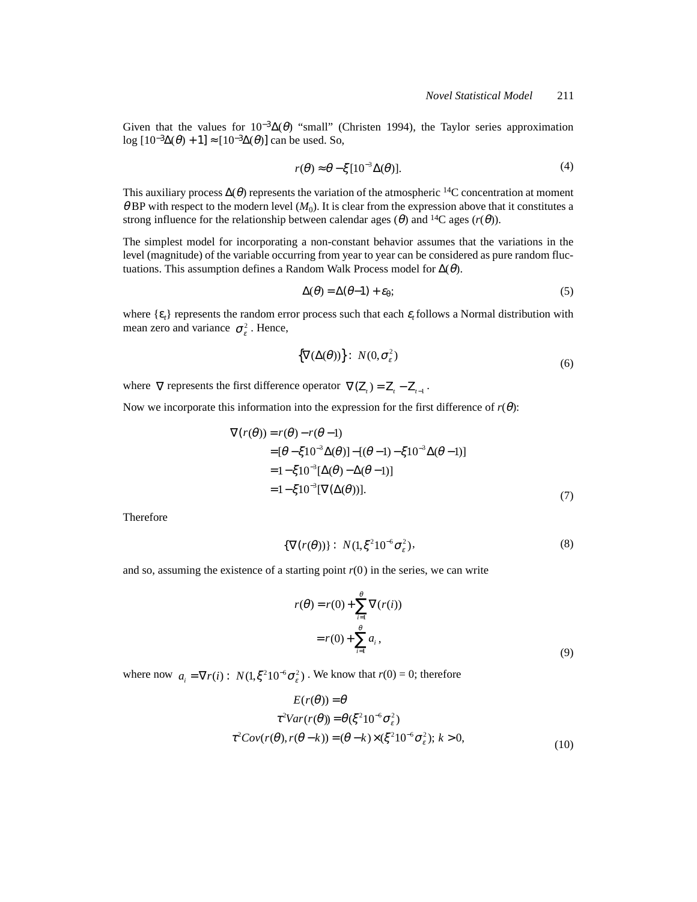Given that the values for $10^{-3}\Delta(\theta)$ "small" (Christen 1994), the Taylor series approximation $\log[10^{-3}\Delta(\theta)+1] \approx [10^{-3}\Delta(\theta)]$ can be used. So,

$$r(\theta) \approx \theta - \xi[10^{-3}\Delta(\theta)]. \tag{4}$$

This auxiliary process $\Delta(\theta)$ represents the variation of the atmospheric $^{14}C$ concentration at moment $\theta$ BP with respect to the modern level ($M_0$). It is clear from the expression above that it constitutes a strong influence for the relationship between calendar ages ($\theta$) and $^{14}C$ ages ($r(\theta)$).

The simplest model for incorporating a non-constant behavior assumes that the variations in the level (magnitude) of the variable occurring from year to year can be considered as pure random fluctuations. This assumption defines a Random Walk Process model for $\Delta(\theta)$.

$$\Delta(\theta) = \Delta(\theta-1) + \varepsilon_\theta; \tag{5}$$

where $\{\varepsilon_t\}$ represents the random error process such that each $\varepsilon_t$ follows a Normal distribution with mean zero and variance $\sigma_\varepsilon^2$. Hence,

$$\{\nabla(\Delta(\theta))\} : N(0, \sigma_\varepsilon^2) \tag{6}$$

where $\nabla$ represents the first difference operator $\nabla(Z_t) = Z_t - Z_{t-1}$.

Now we incorporate this information into the expression for the first difference of $r(\theta)$:

$$\begin{aligned}
\nabla(r(\theta)) &= r(\theta) - r(\theta-1) \\
&= [\theta - \xi 10^{-3}\Delta(\theta)] - [(\theta-1) - \xi 10^{-3}\Delta(\theta-1)] \\
&= 1 - \xi 10^{-3}[\Delta(\theta) - \Delta(\theta-1)] \\
&= 1 - \xi 10^{-3}[\nabla(\Delta(\theta))].
\end{aligned} \tag{7}$$

Therefore

$$\{\nabla(r(\theta))\} : N(1, \xi^2 10^{-6}\sigma_\varepsilon^2), \tag{8}$$

and so, assuming the existence of a starting point $r(0)$ in the series, we can write

$$\begin{aligned}
r(\theta) &= r(0) + \sum_{i=1}^{\theta} \nabla(r(i)) \\
&= r(0) + \sum_{i=1}^{\theta} a_i,
\end{aligned} \tag{9}$$

where now $a_i = \nabla r(i) : N(1, \xi^2 10^{-6}\sigma_\varepsilon^2)$. We know that $r(0) = 0$; therefore

$$\begin{aligned}
E(r(\theta)) &= \theta \\
\tau^2 Var(r(\theta)) &= \theta(\xi^2 10^{-6}\sigma_\varepsilon^2) \\
\tau^2 Cov(r(\theta), r(\theta-k)) &= (\theta-k) \times (\xi^2 10^{-6}\sigma_\varepsilon^2);\ k > 0,
\end{aligned} \tag{10}$$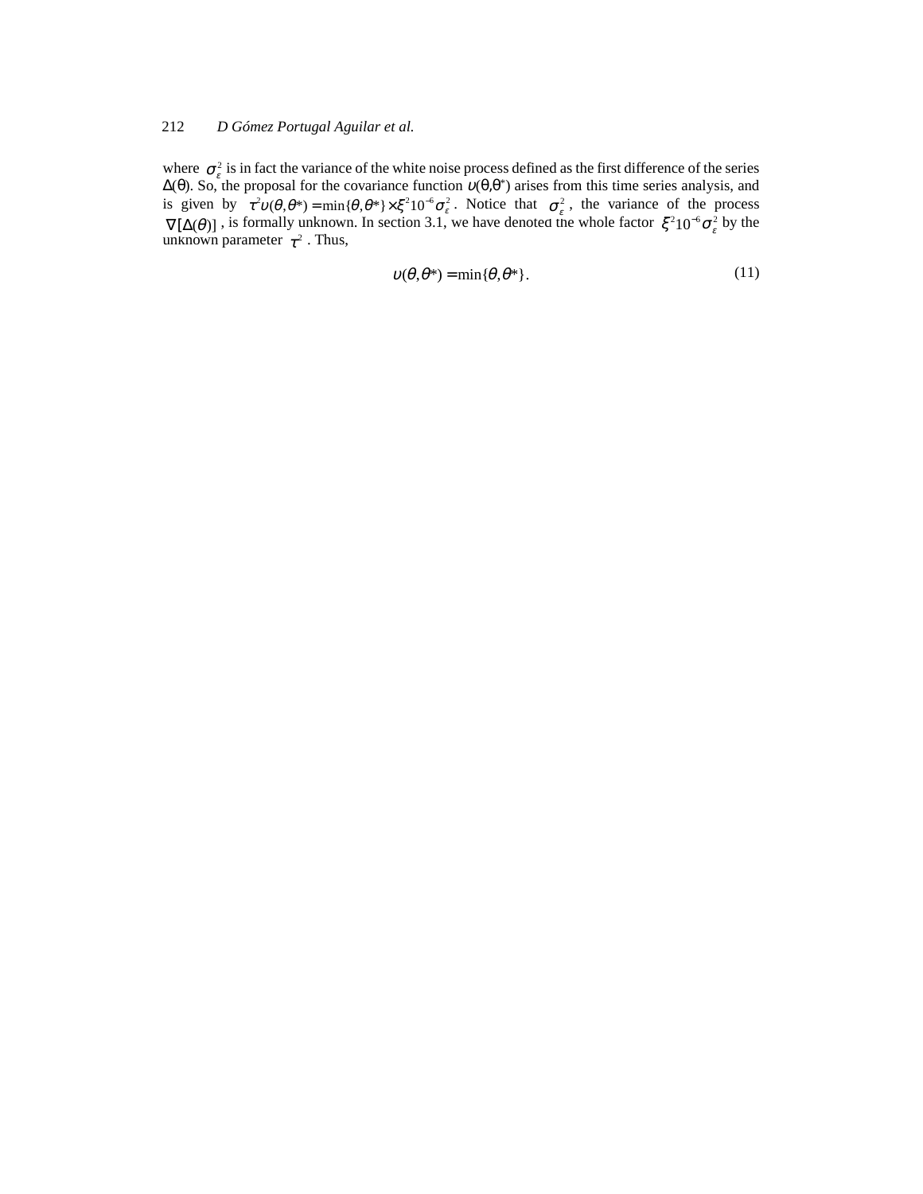where $\sigma_{\varepsilon}^{2}$ is in fact the variance of the white noise process defined as the first difference of the series $\Delta(\theta)$. So, the proposal for the covariance function $\upsilon(\theta,\theta^{*})$ arises from this time series analysis, and is given by $\tau^{2}\upsilon(\theta,\theta^{*}) = \min\{\theta,\theta^{*}\} \times \xi^{2} 10^{-6} \sigma_{\varepsilon}^{2}$. Notice that $\sigma_{\varepsilon}^{2}$, the variance of the process $\nabla[\Delta(\theta)]$, is formally unknown. In section 3.1, we have denoted the whole factor $\xi^{2} 10^{-6} \sigma_{\varepsilon}^{2}$ by the unknown parameter $\tau^{2}$. Thus,

$$\upsilon(\theta,\theta^{*}) = \min\{\theta,\theta^{*}\}. \tag{11}$$